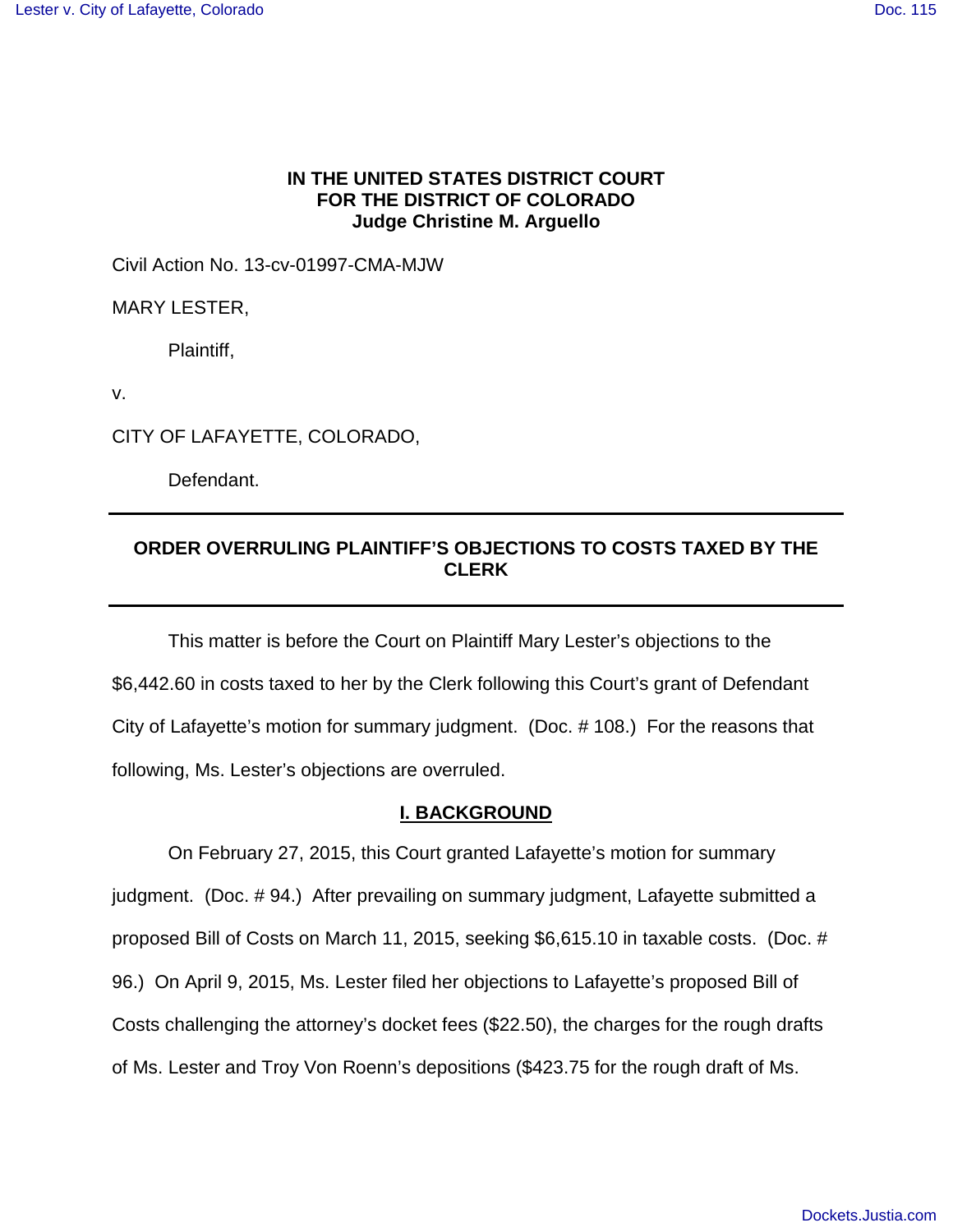**IN THE UNITED STATES DISTRICT COURT**
**FOR THE DISTRICT OF COLORADO**
**Judge Christine M. Arguello**

Civil Action No. 13-cv-01997-CMA-MJW

MARY LESTER,

Plaintiff,

v.

CITY OF LAFAYETTE, COLORADO,

Defendant.

---

## ORDER OVERRULING PLAINTIFF'S OBJECTIONS TO COSTS TAXED BY THE CLERK

---

This matter is before the Court on Plaintiff Mary Lester's objections to the $6,442.60 in costs taxed to her by the Clerk following this Court's grant of Defendant City of Lafayette's motion for summary judgment. (Doc. # 108.) For the reasons that following, Ms. Lester's objections are overruled.

### I. BACKGROUND

On February 27, 2015, this Court granted Lafayette's motion for summary judgment. (Doc. # 94.) After prevailing on summary judgment, Lafayette submitted a proposed Bill of Costs on March 11, 2015, seeking $6,615.10 in taxable costs. (Doc. # 96.) On April 9, 2015, Ms. Lester filed her objections to Lafayette's proposed Bill of Costs challenging the attorney's docket fees ($22.50), the charges for the rough drafts of Ms. Lester and Troy Von Roenn's depositions ($423.75 for the rough draft of Ms.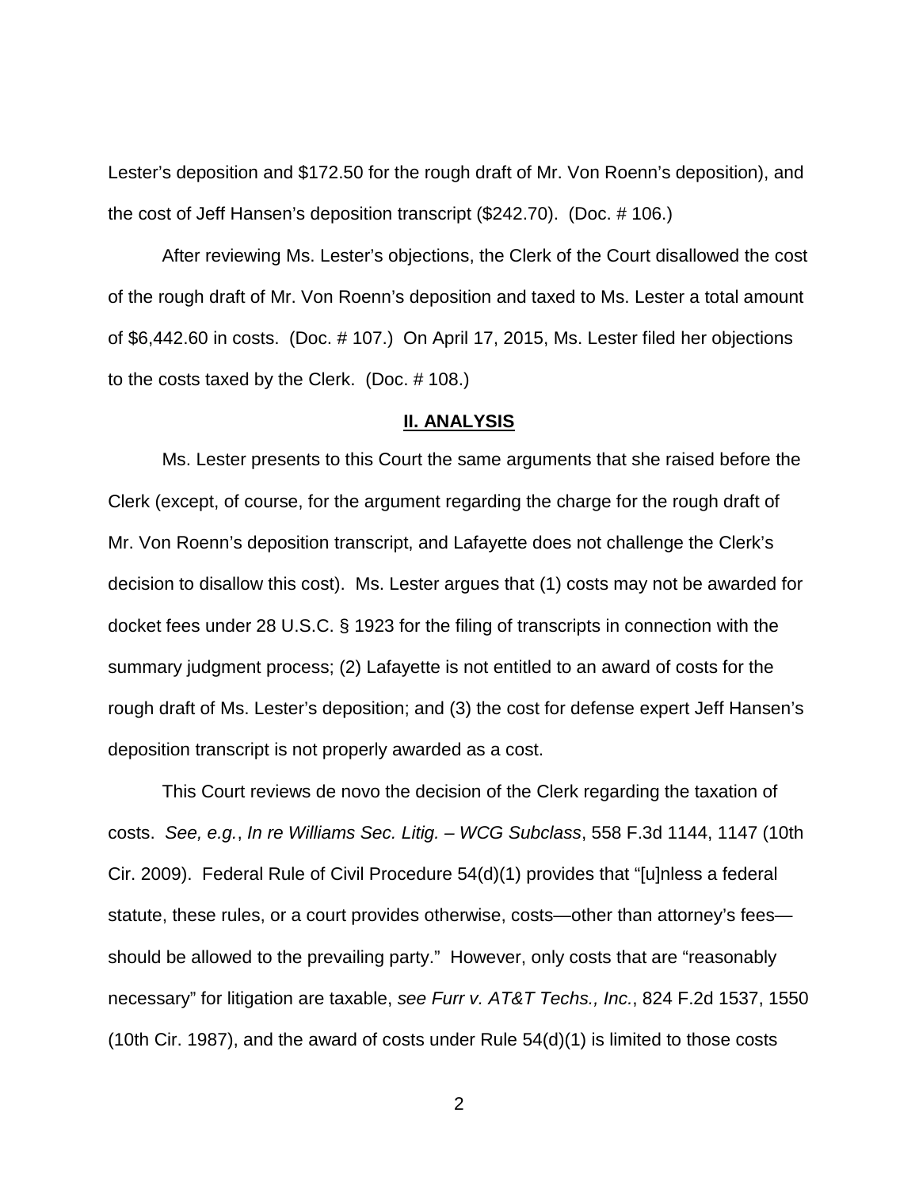Lester's deposition and $172.50 for the rough draft of Mr. Von Roenn's deposition), and the cost of Jeff Hansen's deposition transcript ($242.70). (Doc. # 106.)

After reviewing Ms. Lester's objections, the Clerk of the Court disallowed the cost of the rough draft of Mr. Von Roenn's deposition and taxed to Ms. Lester a total amount of $6,442.60 in costs. (Doc. # 107.) On April 17, 2015, Ms. Lester filed her objections to the costs taxed by the Clerk. (Doc. # 108.)

## II. ANALYSIS

Ms. Lester presents to this Court the same arguments that she raised before the Clerk (except, of course, for the argument regarding the charge for the rough draft of Mr. Von Roenn's deposition transcript, and Lafayette does not challenge the Clerk's decision to disallow this cost). Ms. Lester argues that (1) costs may not be awarded for docket fees under 28 U.S.C. § 1923 for the filing of transcripts in connection with the summary judgment process; (2) Lafayette is not entitled to an award of costs for the rough draft of Ms. Lester's deposition; and (3) the cost for defense expert Jeff Hansen's deposition transcript is not properly awarded as a cost.

This Court reviews de novo the decision of the Clerk regarding the taxation of costs. *See, e.g.*, *In re Williams Sec. Litig. – WCG Subclass*, 558 F.3d 1144, 1147 (10th Cir. 2009). Federal Rule of Civil Procedure 54(d)(1) provides that "[u]nless a federal statute, these rules, or a court provides otherwise, costs—other than attorney's fees—should be allowed to the prevailing party." However, only costs that are "reasonably necessary" for litigation are taxable, *see Furr v. AT&T Techs., Inc.*, 824 F.2d 1537, 1550 (10th Cir. 1987), and the award of costs under Rule 54(d)(1) is limited to those costs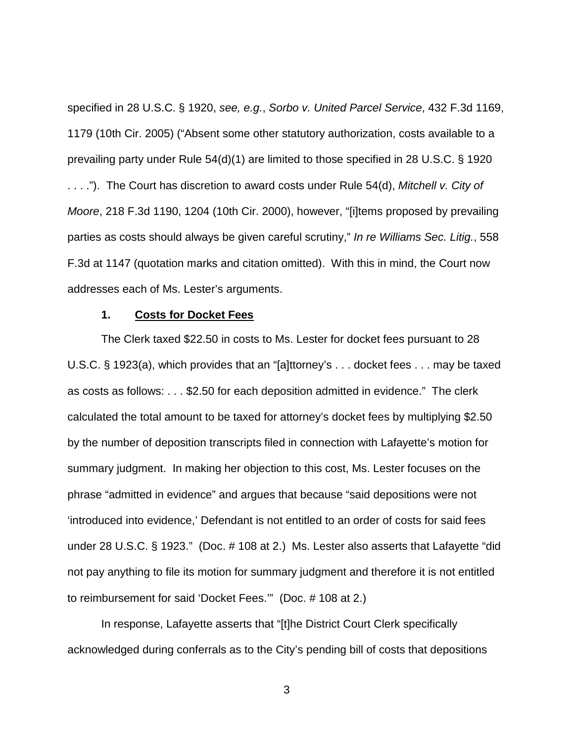specified in 28 U.S.C. § 1920, *see, e.g.*, *Sorbo v. United Parcel Service*, 432 F.3d 1169, 1179 (10th Cir. 2005) ("Absent some other statutory authorization, costs available to a prevailing party under Rule 54(d)(1) are limited to those specified in 28 U.S.C. § 1920 . . . ."). The Court has discretion to award costs under Rule 54(d), *Mitchell v. City of Moore*, 218 F.3d 1190, 1204 (10th Cir. 2000), however, "[i]tems proposed by prevailing parties as costs should always be given careful scrutiny," *In re Williams Sec. Litig.*, 558 F.3d at 1147 (quotation marks and citation omitted). With this in mind, the Court now addresses each of Ms. Lester's arguments.

**1. Costs for Docket Fees**

The Clerk taxed $22.50 in costs to Ms. Lester for docket fees pursuant to 28 U.S.C. § 1923(a), which provides that an "[a]ttorney's . . . docket fees . . . may be taxed as costs as follows: . . . $2.50 for each deposition admitted in evidence." The clerk calculated the total amount to be taxed for attorney's docket fees by multiplying $2.50 by the number of deposition transcripts filed in connection with Lafayette's motion for summary judgment. In making her objection to this cost, Ms. Lester focuses on the phrase "admitted in evidence" and argues that because "said depositions were not 'introduced into evidence,' Defendant is not entitled to an order of costs for said fees under 28 U.S.C. § 1923." (Doc. # 108 at 2.) Ms. Lester also asserts that Lafayette "did not pay anything to file its motion for summary judgment and therefore it is not entitled to reimbursement for said 'Docket Fees.'" (Doc. # 108 at 2.)

In response, Lafayette asserts that "[t]he District Court Clerk specifically acknowledged during conferrals as to the City's pending bill of costs that depositions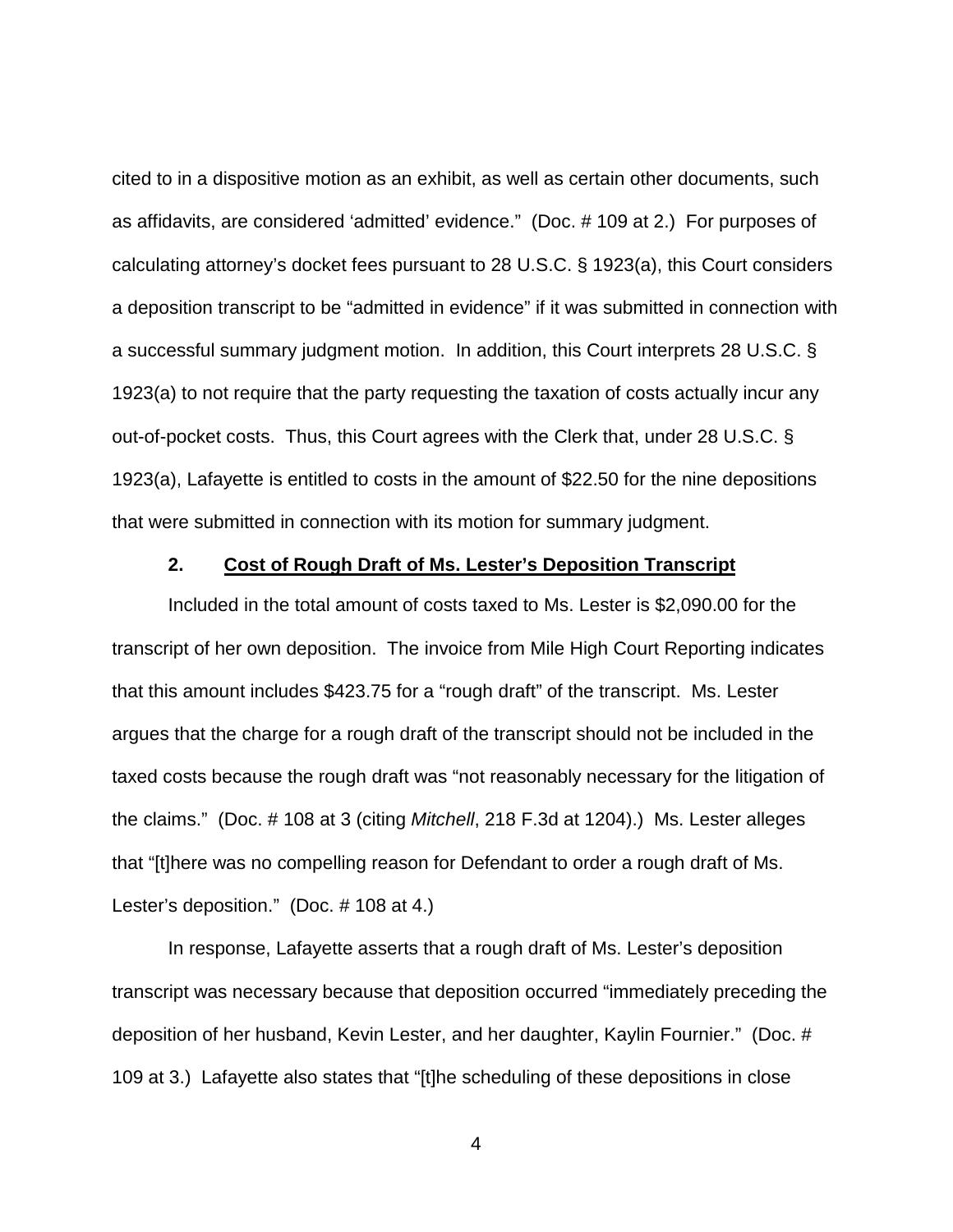cited to in a dispositive motion as an exhibit, as well as certain other documents, such as affidavits, are considered 'admitted' evidence." (Doc. # 109 at 2.) For purposes of calculating attorney's docket fees pursuant to 28 U.S.C. § 1923(a), this Court considers a deposition transcript to be "admitted in evidence" if it was submitted in connection with a successful summary judgment motion. In addition, this Court interprets 28 U.S.C. § 1923(a) to not require that the party requesting the taxation of costs actually incur any out-of-pocket costs. Thus, this Court agrees with the Clerk that, under 28 U.S.C. § 1923(a), Lafayette is entitled to costs in the amount of $22.50 for the nine depositions that were submitted in connection with its motion for summary judgment.

### 2. Cost of Rough Draft of Ms. Lester's Deposition Transcript

Included in the total amount of costs taxed to Ms. Lester is $2,090.00 for the transcript of her own deposition. The invoice from Mile High Court Reporting indicates that this amount includes $423.75 for a "rough draft" of the transcript. Ms. Lester argues that the charge for a rough draft of the transcript should not be included in the taxed costs because the rough draft was "not reasonably necessary for the litigation of the claims." (Doc. # 108 at 3 (citing *Mitchell*, 218 F.3d at 1204).) Ms. Lester alleges that "[t]here was no compelling reason for Defendant to order a rough draft of Ms. Lester's deposition." (Doc. # 108 at 4.)

In response, Lafayette asserts that a rough draft of Ms. Lester's deposition transcript was necessary because that deposition occurred "immediately preceding the deposition of her husband, Kevin Lester, and her daughter, Kaylin Fournier." (Doc. # 109 at 3.) Lafayette also states that "[t]he scheduling of these depositions in close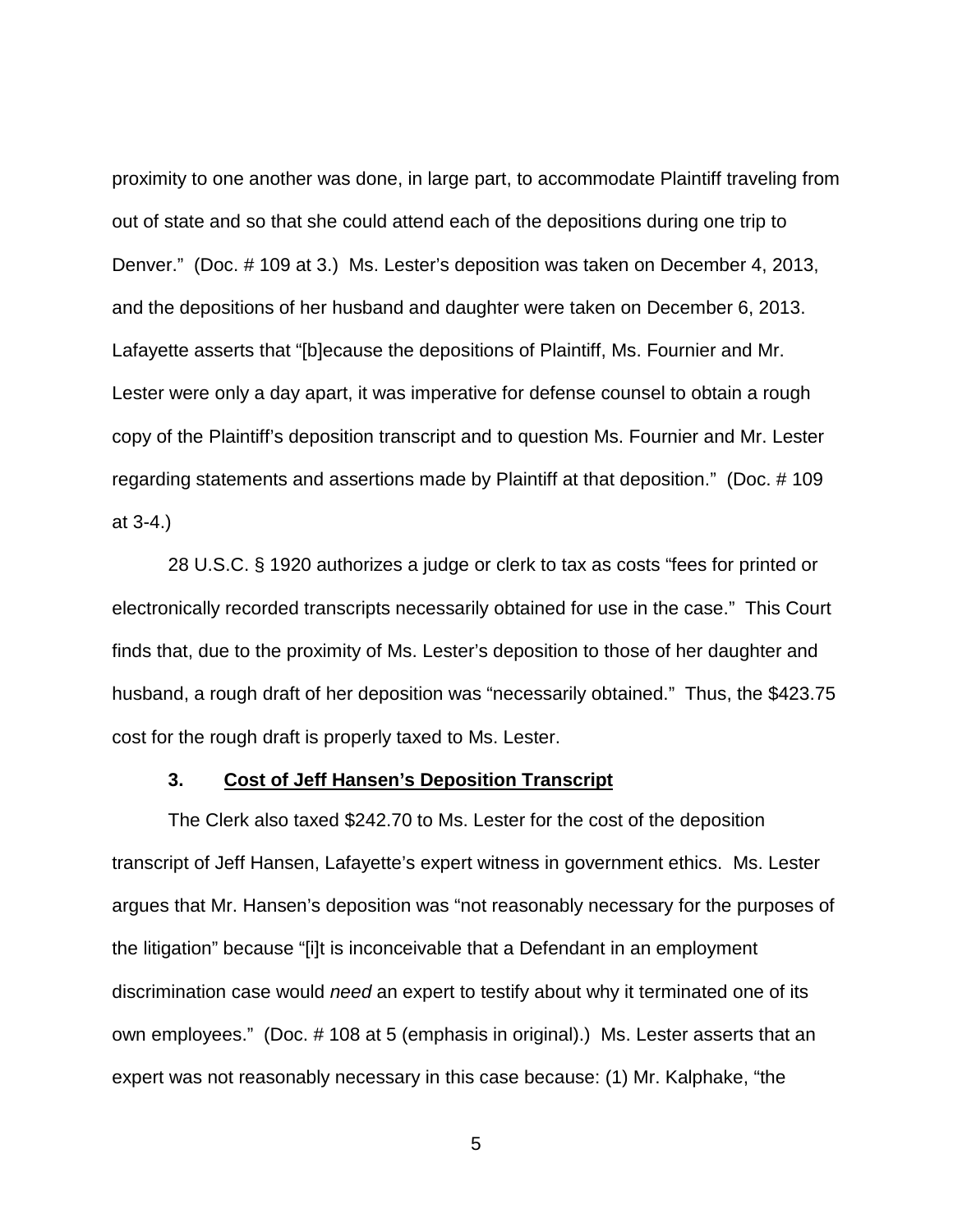proximity to one another was done, in large part, to accommodate Plaintiff traveling from out of state and so that she could attend each of the depositions during one trip to Denver." (Doc. # 109 at 3.) Ms. Lester's deposition was taken on December 4, 2013, and the depositions of her husband and daughter were taken on December 6, 2013. Lafayette asserts that "[b]ecause the depositions of Plaintiff, Ms. Fournier and Mr. Lester were only a day apart, it was imperative for defense counsel to obtain a rough copy of the Plaintiff's deposition transcript and to question Ms. Fournier and Mr. Lester regarding statements and assertions made by Plaintiff at that deposition." (Doc. # 109 at 3-4.)

28 U.S.C. § 1920 authorizes a judge or clerk to tax as costs "fees for printed or electronically recorded transcripts necessarily obtained for use in the case." This Court finds that, due to the proximity of Ms. Lester's deposition to those of her daughter and husband, a rough draft of her deposition was "necessarily obtained." Thus, the $423.75 cost for the rough draft is properly taxed to Ms. Lester.

### 3. <u>Cost of Jeff Hansen's Deposition Transcript</u>

The Clerk also taxed $242.70 to Ms. Lester for the cost of the deposition transcript of Jeff Hansen, Lafayette's expert witness in government ethics. Ms. Lester argues that Mr. Hansen's deposition was "not reasonably necessary for the purposes of the litigation" because "[i]t is inconceivable that a Defendant in an employment discrimination case would *need* an expert to testify about why it terminated one of its own employees." (Doc. # 108 at 5 (emphasis in original).) Ms. Lester asserts that an expert was not reasonably necessary in this case because: (1) Mr. Kalphake, "the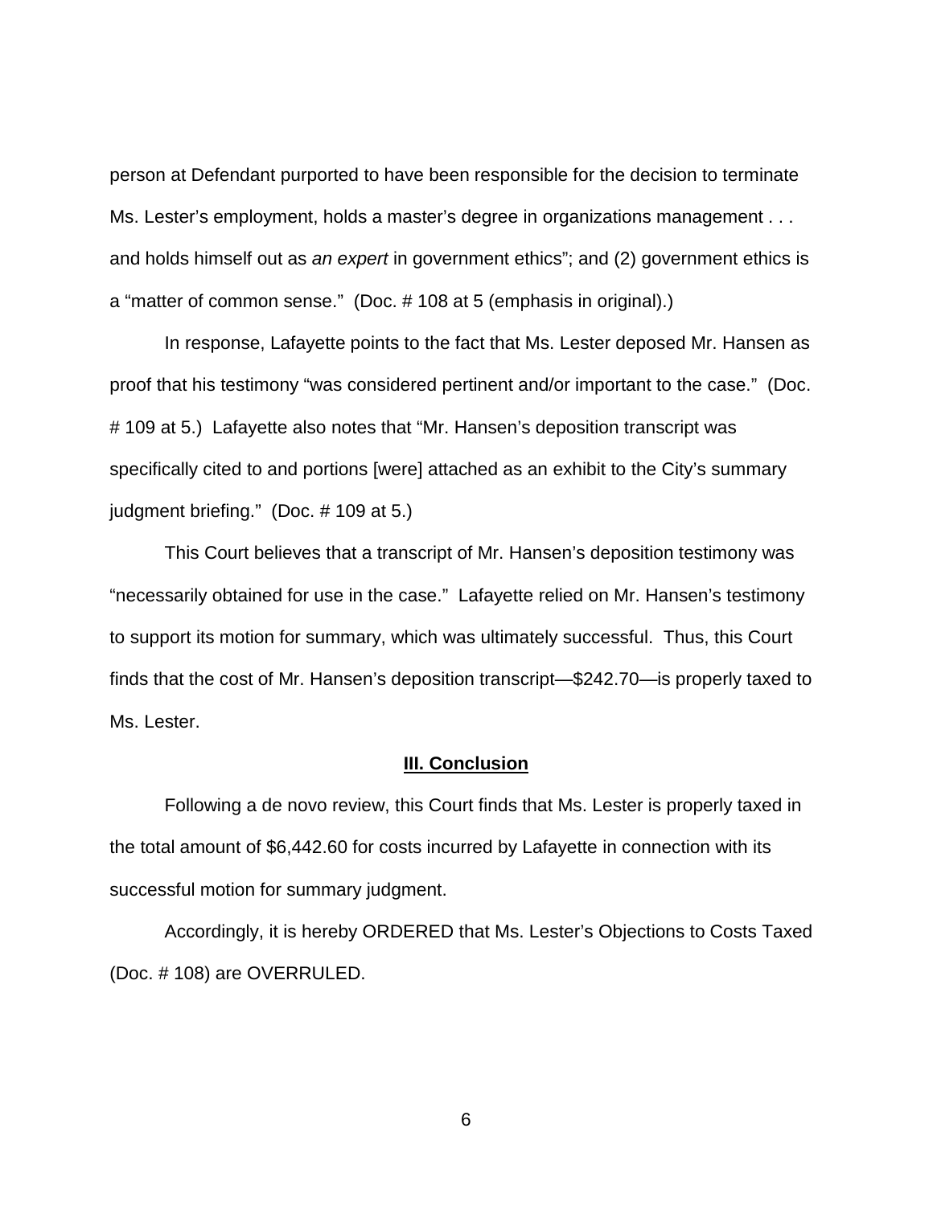person at Defendant purported to have been responsible for the decision to terminate Ms. Lester's employment, holds a master's degree in organizations management . . . and holds himself out as *an expert* in government ethics"; and (2) government ethics is a "matter of common sense." (Doc. # 108 at 5 (emphasis in original).)

In response, Lafayette points to the fact that Ms. Lester deposed Mr. Hansen as proof that his testimony "was considered pertinent and/or important to the case." (Doc. # 109 at 5.) Lafayette also notes that "Mr. Hansen's deposition transcript was specifically cited to and portions [were] attached as an exhibit to the City's summary judgment briefing." (Doc. # 109 at 5.)

This Court believes that a transcript of Mr. Hansen's deposition testimony was "necessarily obtained for use in the case." Lafayette relied on Mr. Hansen's testimony to support its motion for summary, which was ultimately successful. Thus, this Court finds that the cost of Mr. Hansen's deposition transcript—$242.70—is properly taxed to Ms. Lester.

## **III. Conclusion**

Following a de novo review, this Court finds that Ms. Lester is properly taxed in the total amount of $6,442.60 for costs incurred by Lafayette in connection with its successful motion for summary judgment.

Accordingly, it is hereby ORDERED that Ms. Lester's Objections to Costs Taxed (Doc. # 108) are OVERRULED.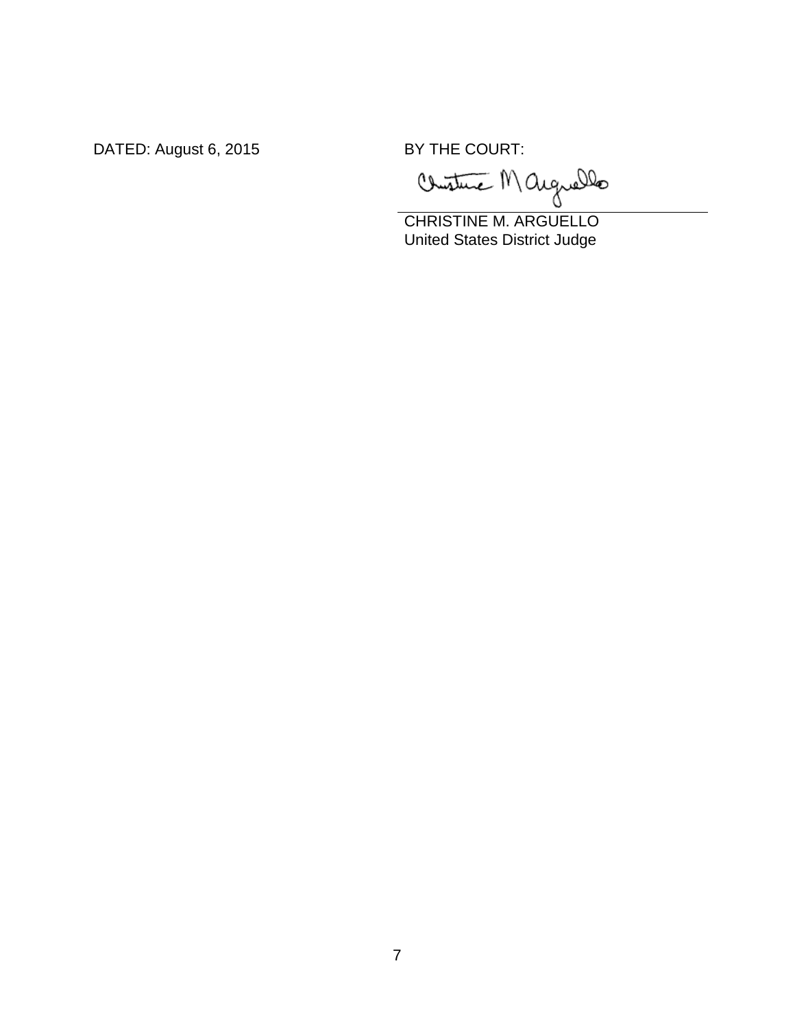DATED: August 6, 2015

BY THE COURT:

CHRISTINE M. ARGUELLO
United States District Judge